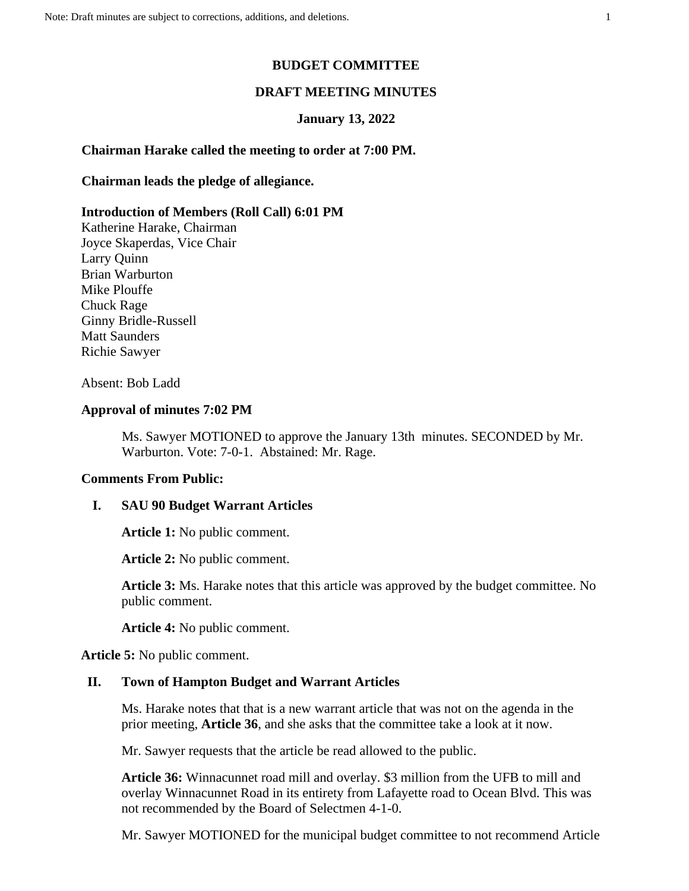**BUDGET COMMITTEE**

**DRAFT MEETING MINUTES**

**January 13, 2022**

**Chairman Harake called the meeting to order at 7:00 PM.**

**Chairman leads the pledge of allegiance.**

**Introduction of Members (Roll Call) 6:01 PM**

Katherine Harake, Chairman
Joyce Skaperdas, Vice Chair
Larry Quinn
Brian Warburton
Mike Plouffe
Chuck Rage
Ginny Bridle-Russell
Matt Saunders
Richie Sawyer

Absent: Bob Ladd

**Approval of minutes 7:02 PM**

Ms. Sawyer MOTIONED to approve the January 13th minutes. SECONDED by Mr. Warburton. Vote: 7-0-1. Abstained: Mr. Rage.

**Comments From Public:**

**I. SAU 90 Budget Warrant Articles**

**Article 1:** No public comment.

**Article 2:** No public comment.

**Article 3:** Ms. Harake notes that this article was approved by the budget committee. No public comment.

**Article 4:** No public comment.

**Article 5:** No public comment.

**II. Town of Hampton Budget and Warrant Articles**

Ms. Harake notes that that is a new warrant article that was not on the agenda in the prior meeting, **Article 36**, and she asks that the committee take a look at it now.

Mr. Sawyer requests that the article be read allowed to the public.

**Article 36:** Winnacunnet road mill and overlay. $3 million from the UFB to mill and overlay Winnacunnet Road in its entirety from Lafayette road to Ocean Blvd. This was not recommended by the Board of Selectmen 4-1-0.

Mr. Sawyer MOTIONED for the municipal budget committee to not recommend Article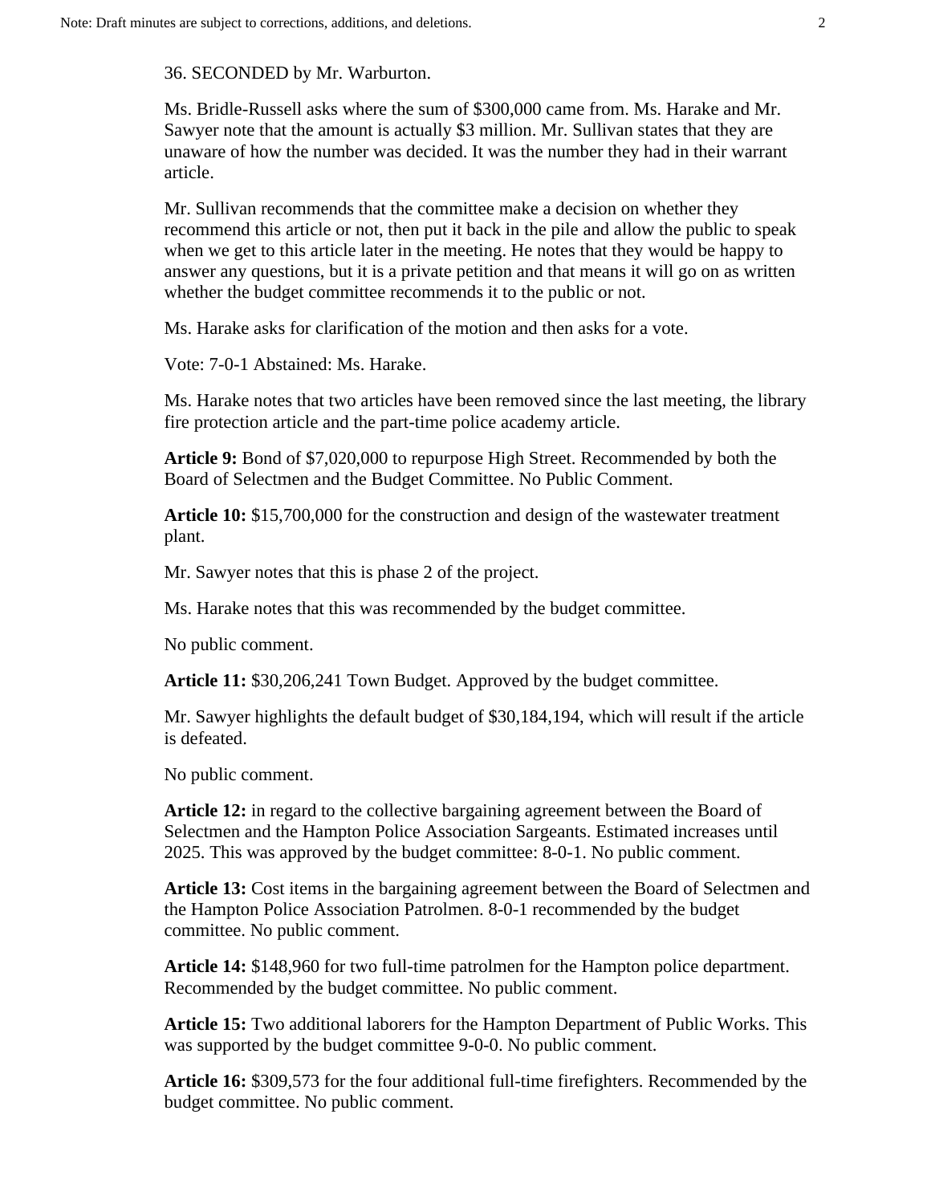36. SECONDED by Mr. Warburton.

Ms. Bridle-Russell asks where the sum of $300,000 came from. Ms. Harake and Mr. Sawyer note that the amount is actually $3 million. Mr. Sullivan states that they are unaware of how the number was decided. It was the number they had in their warrant article.

Mr. Sullivan recommends that the committee make a decision on whether they recommend this article or not, then put it back in the pile and allow the public to speak when we get to this article later in the meeting. He notes that they would be happy to answer any questions, but it is a private petition and that means it will go on as written whether the budget committee recommends it to the public or not.

Ms. Harake asks for clarification of the motion and then asks for a vote.

Vote: 7-0-1 Abstained: Ms. Harake.

Ms. Harake notes that two articles have been removed since the last meeting, the library fire protection article and the part-time police academy article.

**Article 9:** Bond of $7,020,000 to repurpose High Street. Recommended by both the Board of Selectmen and the Budget Committee. No Public Comment.

**Article 10:** $15,700,000 for the construction and design of the wastewater treatment plant.

Mr. Sawyer notes that this is phase 2 of the project.

Ms. Harake notes that this was recommended by the budget committee.

No public comment.

**Article 11:** $30,206,241 Town Budget. Approved by the budget committee.

Mr. Sawyer highlights the default budget of $30,184,194, which will result if the article is defeated.

No public comment.

**Article 12:** in regard to the collective bargaining agreement between the Board of Selectmen and the Hampton Police Association Sargeants. Estimated increases until 2025. This was approved by the budget committee: 8-0-1. No public comment.

**Article 13:** Cost items in the bargaining agreement between the Board of Selectmen and the Hampton Police Association Patrolmen. 8-0-1 recommended by the budget committee. No public comment.

**Article 14:** $148,960 for two full-time patrolmen for the Hampton police department. Recommended by the budget committee. No public comment.

**Article 15:** Two additional laborers for the Hampton Department of Public Works. This was supported by the budget committee 9-0-0. No public comment.

**Article 16:** $309,573 for the four additional full-time firefighters. Recommended by the budget committee. No public comment.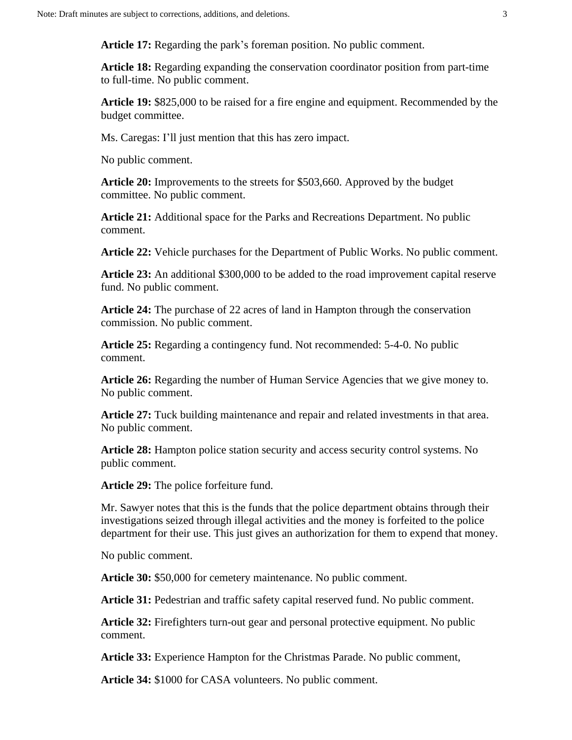**Article 17:** Regarding the park's foreman position. No public comment.

**Article 18:** Regarding expanding the conservation coordinator position from part-time to full-time. No public comment.

**Article 19:** $825,000 to be raised for a fire engine and equipment. Recommended by the budget committee.

Ms. Caregas: I'll just mention that this has zero impact.

No public comment.

**Article 20:** Improvements to the streets for $503,660. Approved by the budget committee. No public comment.

**Article 21:** Additional space for the Parks and Recreations Department. No public comment.

**Article 22:** Vehicle purchases for the Department of Public Works. No public comment.

**Article 23:** An additional $300,000 to be added to the road improvement capital reserve fund. No public comment.

**Article 24:** The purchase of 22 acres of land in Hampton through the conservation commission. No public comment.

**Article 25:** Regarding a contingency fund. Not recommended: 5-4-0. No public comment.

**Article 26:** Regarding the number of Human Service Agencies that we give money to. No public comment.

**Article 27:** Tuck building maintenance and repair and related investments in that area. No public comment.

**Article 28:** Hampton police station security and access security control systems. No public comment.

**Article 29:** The police forfeiture fund.

Mr. Sawyer notes that this is the funds that the police department obtains through their investigations seized through illegal activities and the money is forfeited to the police department for their use. This just gives an authorization for them to expend that money.

No public comment.

**Article 30:** $50,000 for cemetery maintenance. No public comment.

**Article 31:** Pedestrian and traffic safety capital reserved fund. No public comment.

**Article 32:** Firefighters turn-out gear and personal protective equipment. No public comment.

**Article 33:** Experience Hampton for the Christmas Parade. No public comment,

**Article 34:** $1000 for CASA volunteers. No public comment.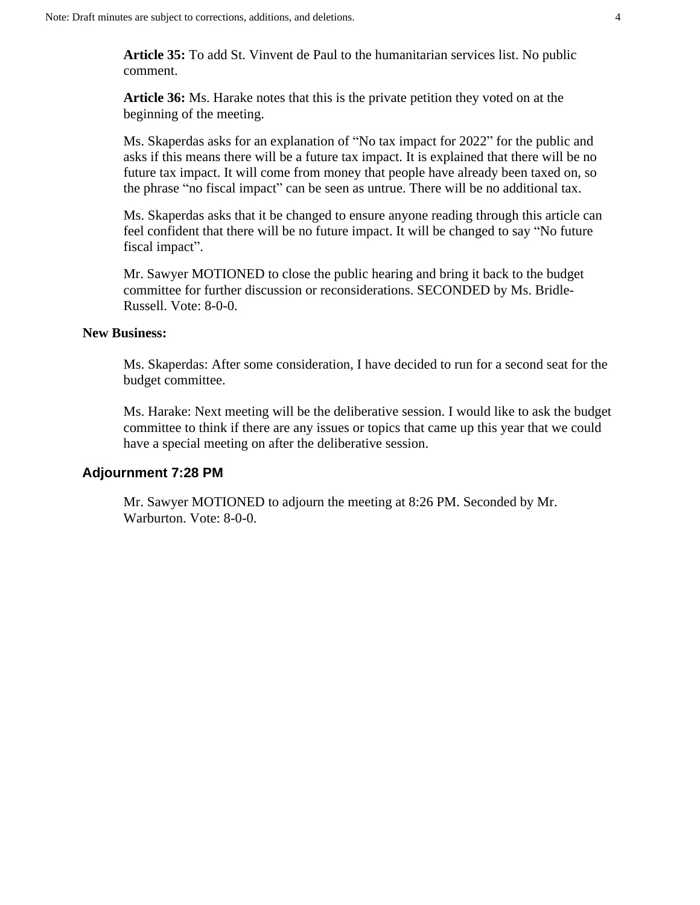**Article 35:** To add St. Vinvent de Paul to the humanitarian services list. No public comment.

**Article 36:** Ms. Harake notes that this is the private petition they voted on at the beginning of the meeting.

Ms. Skaperdas asks for an explanation of "No tax impact for 2022" for the public and asks if this means there will be a future tax impact. It is explained that there will be no future tax impact. It will come from money that people have already been taxed on, so the phrase "no fiscal impact" can be seen as untrue. There will be no additional tax.

Ms. Skaperdas asks that it be changed to ensure anyone reading through this article can feel confident that there will be no future impact. It will be changed to say "No future fiscal impact".

Mr. Sawyer MOTIONED to close the public hearing and bring it back to the budget committee for further discussion or reconsiderations. SECONDED by Ms. Bridle-Russell. Vote: 8-0-0.

**New Business:**

Ms. Skaperdas: After some consideration, I have decided to run for a second seat for the budget committee.

Ms. Harake: Next meeting will be the deliberative session. I would like to ask the budget committee to think if there are any issues or topics that came up this year that we could have a special meeting on after the deliberative session.

**Adjournment 7:28 PM**

Mr. Sawyer MOTIONED to adjourn the meeting at 8:26 PM. Seconded by Mr. Warburton. Vote: 8-0-0.